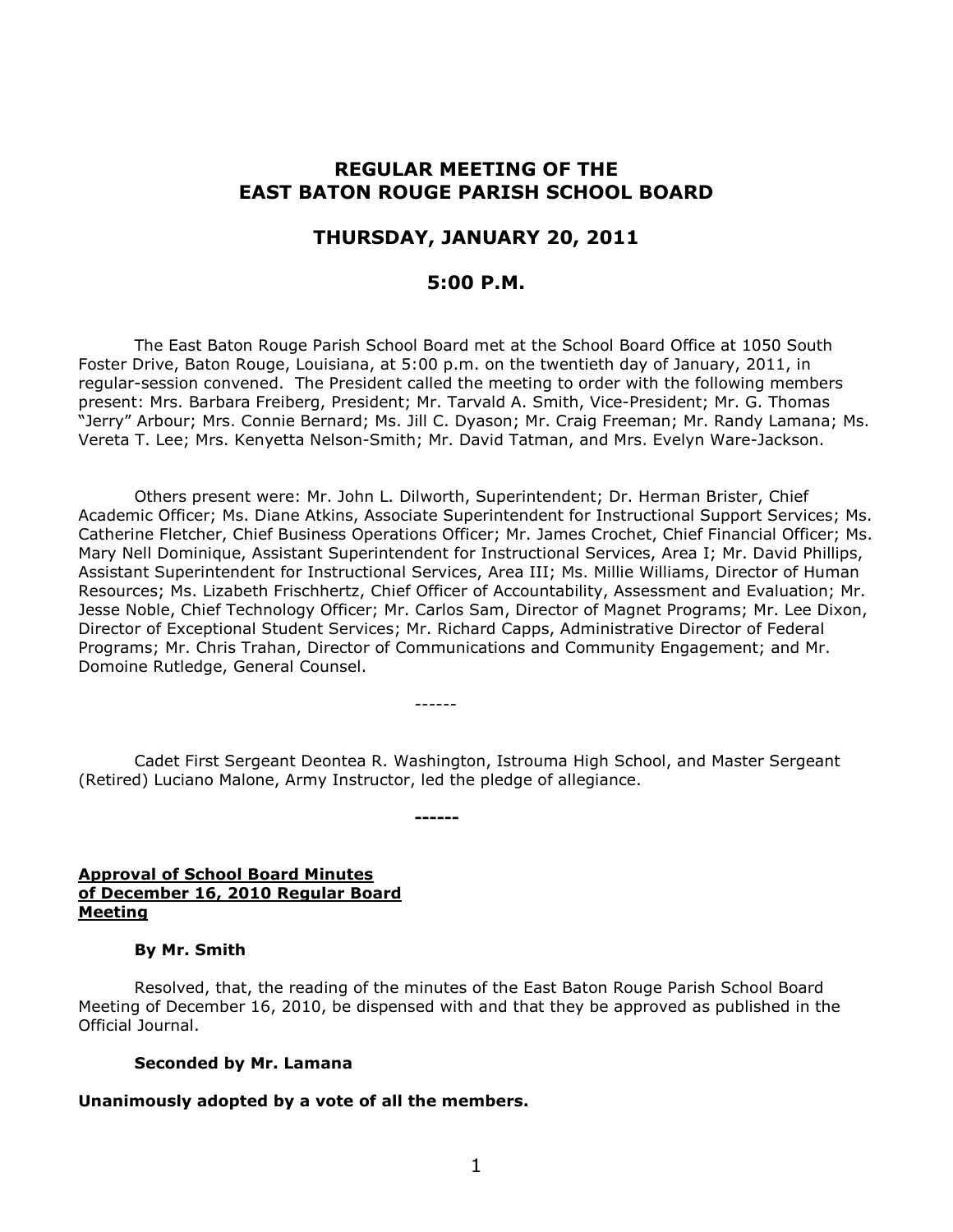# REGULAR MEETING OF THE EAST BATON ROUGE PARISH SCHOOL BOARD

## THURSDAY, JANUARY 20, 2011

## 5:00 P.M.

The East Baton Rouge Parish School Board met at the School Board Office at 1050 South Foster Drive, Baton Rouge, Louisiana, at 5:00 p.m. on the twentieth day of January, 2011, in regular-session convened. The President called the meeting to order with the following members present: Mrs. Barbara Freiberg, President; Mr. Tarvald A. Smith, Vice-President; Mr. G. Thomas "Jerry" Arbour; Mrs. Connie Bernard; Ms. Jill C. Dyason; Mr. Craig Freeman; Mr. Randy Lamana; Ms. Vereta T. Lee; Mrs. Kenyetta Nelson-Smith; Mr. David Tatman, and Mrs. Evelyn Ware-Jackson.

Others present were: Mr. John L. Dilworth, Superintendent; Dr. Herman Brister, Chief Academic Officer; Ms. Diane Atkins, Associate Superintendent for Instructional Support Services; Ms. Catherine Fletcher, Chief Business Operations Officer; Mr. James Crochet, Chief Financial Officer; Ms. Mary Nell Dominique, Assistant Superintendent for Instructional Services, Area I; Mr. David Phillips, Assistant Superintendent for Instructional Services, Area III; Ms. Millie Williams, Director of Human Resources; Ms. Lizabeth Frischhertz, Chief Officer of Accountability, Assessment and Evaluation; Mr. Jesse Noble, Chief Technology Officer; Mr. Carlos Sam, Director of Magnet Programs; Mr. Lee Dixon, Director of Exceptional Student Services; Mr. Richard Capps, Administrative Director of Federal Programs; Mr. Chris Trahan, Director of Communications and Community Engagement; and Mr. Domoine Rutledge, General Counsel.

------

Cadet First Sergeant Deontea R. Washington, Istrouma High School, and Master Sergeant (Retired) Luciano Malone, Army Instructor, led the pledge of allegiance.

**------**

**Approval of School Board Minutes of December 16, 2010 Regular Board Meeting**

**By Mr. Smith**

Resolved, that, the reading of the minutes of the East Baton Rouge Parish School Board Meeting of December 16, 2010, be dispensed with and that they be approved as published in the Official Journal.

**Seconded by Mr. Lamana**

**Unanimously adopted by a vote of all the members.**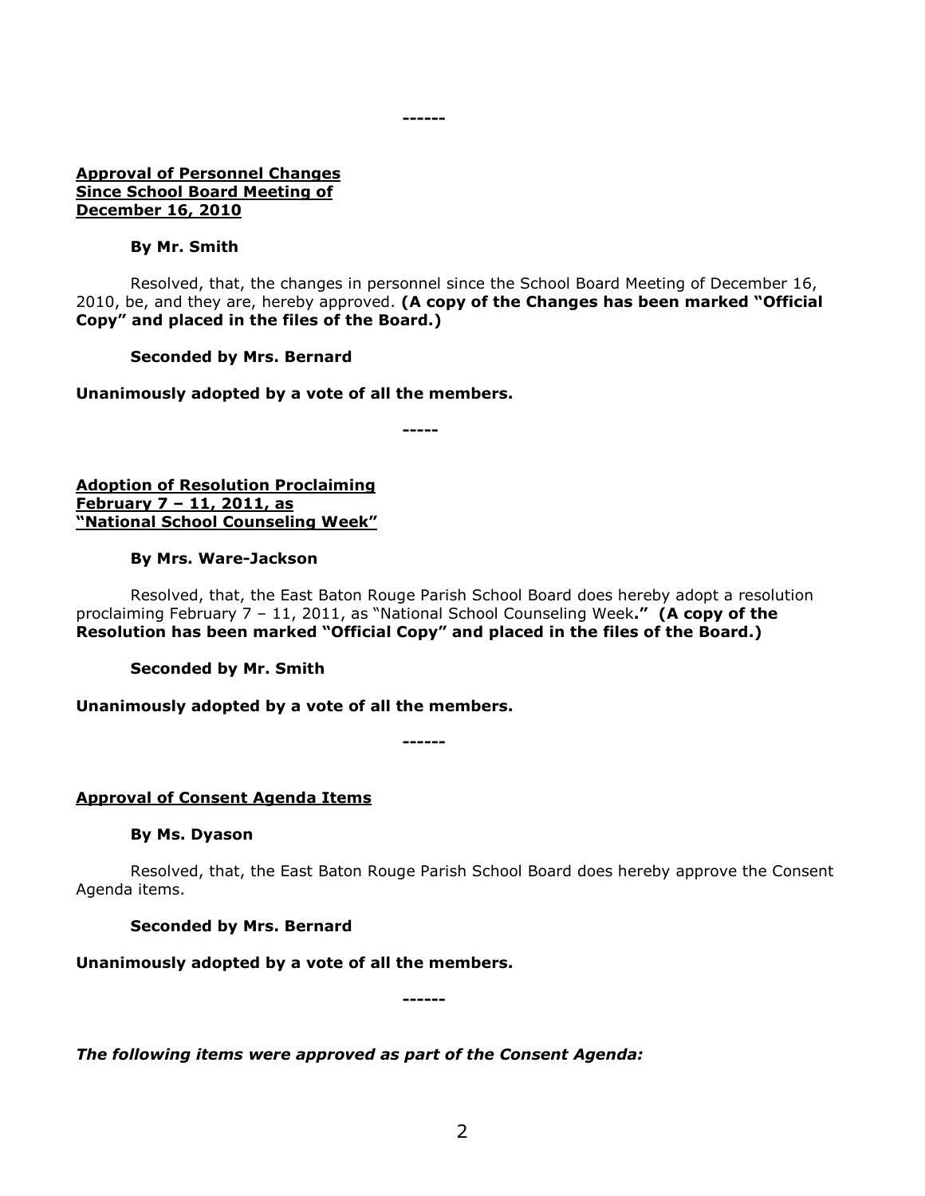------

**Approval of Personnel Changes Since School Board Meeting of December 16, 2010**

**By Mr. Smith**

Resolved, that, the changes in personnel since the School Board Meeting of December 16, 2010, be, and they are, hereby approved. **(A copy of the Changes has been marked "Official Copy" and placed in the files of the Board.)**

**Seconded by Mrs. Bernard**

**Unanimously adopted by a vote of all the members.**

-----

**Adoption of Resolution Proclaiming February 7 – 11, 2011, as "National School Counseling Week"**

**By Mrs. Ware-Jackson**

Resolved, that, the East Baton Rouge Parish School Board does hereby adopt a resolution proclaiming February 7 – 11, 2011, as "National School Counseling Week**." (A copy of the Resolution has been marked "Official Copy" and placed in the files of the Board.)**

**Seconded by Mr. Smith**

**Unanimously adopted by a vote of all the members.**

------

**Approval of Consent Agenda Items**

**By Ms. Dyason**

Resolved, that, the East Baton Rouge Parish School Board does hereby approve the Consent Agenda items.

**Seconded by Mrs. Bernard**

**Unanimously adopted by a vote of all the members.**

------

***The following items were approved as part of the Consent Agenda:***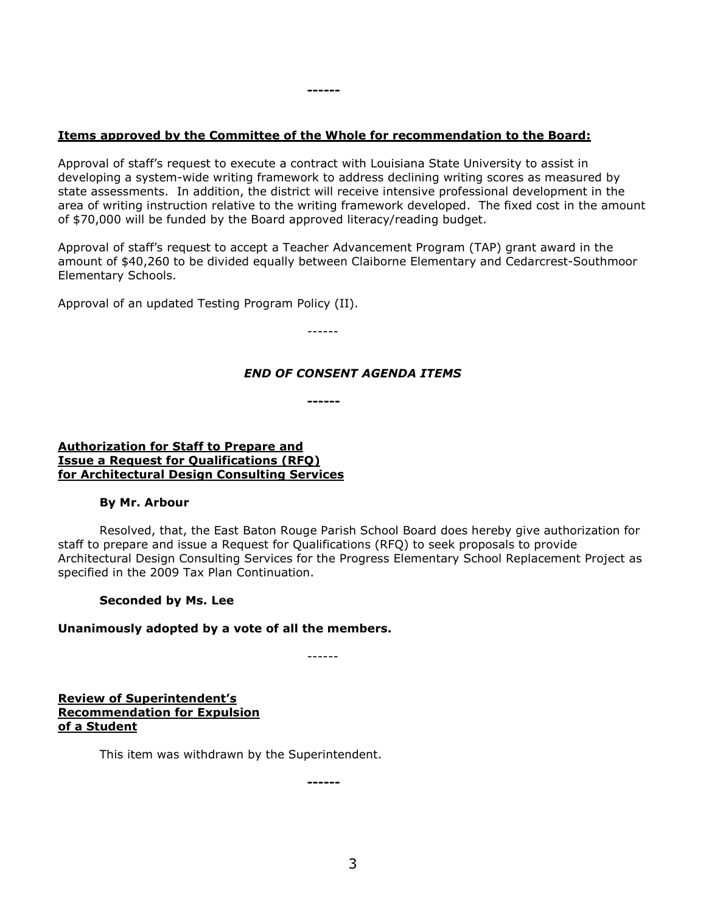------

**Items approved by the Committee of the Whole for recommendation to the Board:**

Approval of staff's request to execute a contract with Louisiana State University to assist in developing a system-wide writing framework to address declining writing scores as measured by state assessments. In addition, the district will receive intensive professional development in the area of writing instruction relative to the writing framework developed. The fixed cost in the amount of $70,000 will be funded by the Board approved literacy/reading budget.

Approval of staff's request to accept a Teacher Advancement Program (TAP) grant award in the amount of $40,260 to be divided equally between Claiborne Elementary and Cedarcrest-Southmoor Elementary Schools.

Approval of an updated Testing Program Policy (II).

------

***END OF CONSENT AGENDA ITEMS***

------

**Authorization for Staff to Prepare and Issue a Request for Qualifications (RFQ) for Architectural Design Consulting Services**

**By Mr. Arbour**

Resolved, that, the East Baton Rouge Parish School Board does hereby give authorization for staff to prepare and issue a Request for Qualifications (RFQ) to seek proposals to provide Architectural Design Consulting Services for the Progress Elementary School Replacement Project as specified in the 2009 Tax Plan Continuation.

**Seconded by Ms. Lee**

**Unanimously adopted by a vote of all the members.**

------

**Review of Superintendent's Recommendation for Expulsion of a Student**

This item was withdrawn by the Superintendent.

------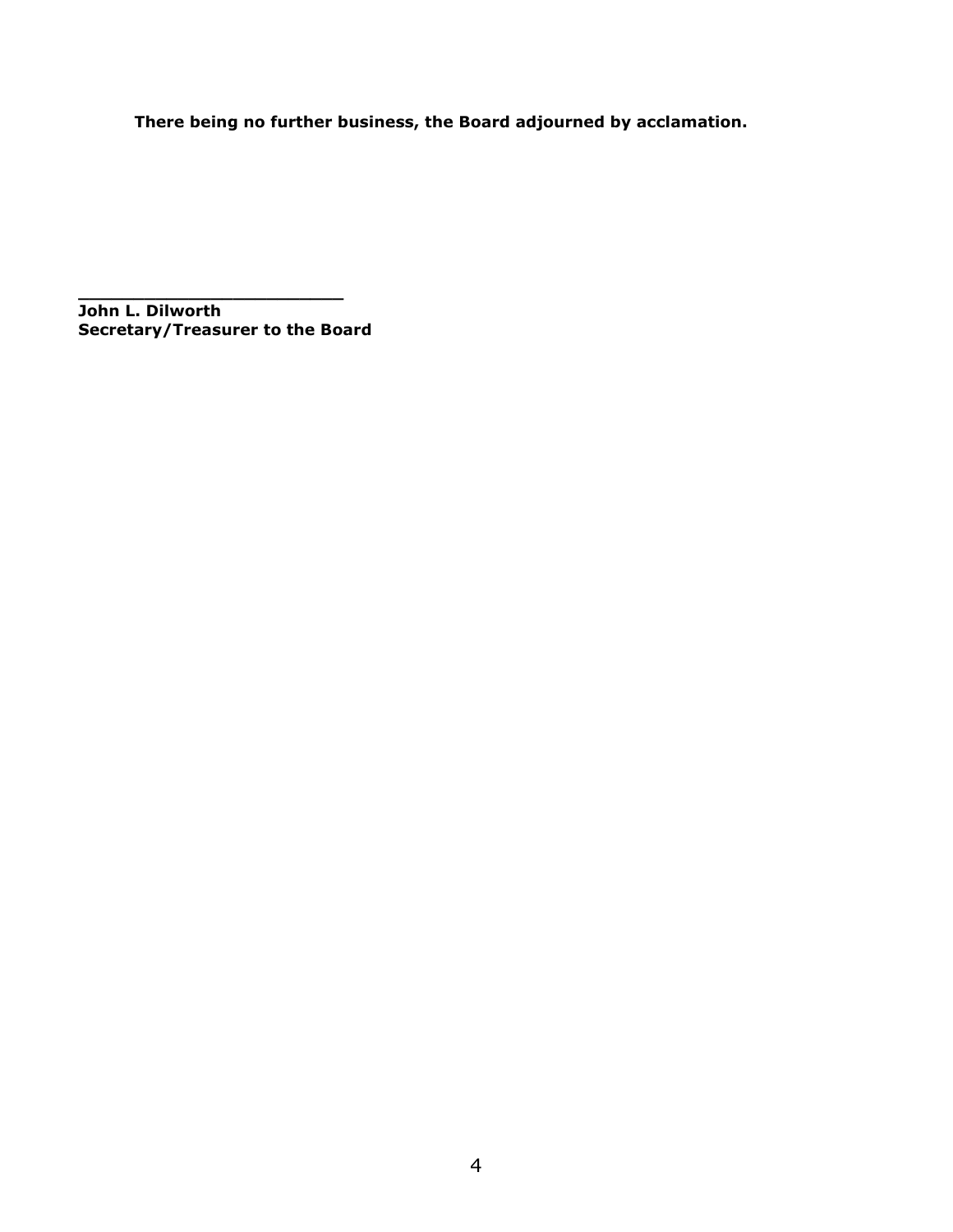**There being no further business, the Board adjourned by acclamation.**

________________________

**John L. Dilworth**
**Secretary/Treasurer to the Board**